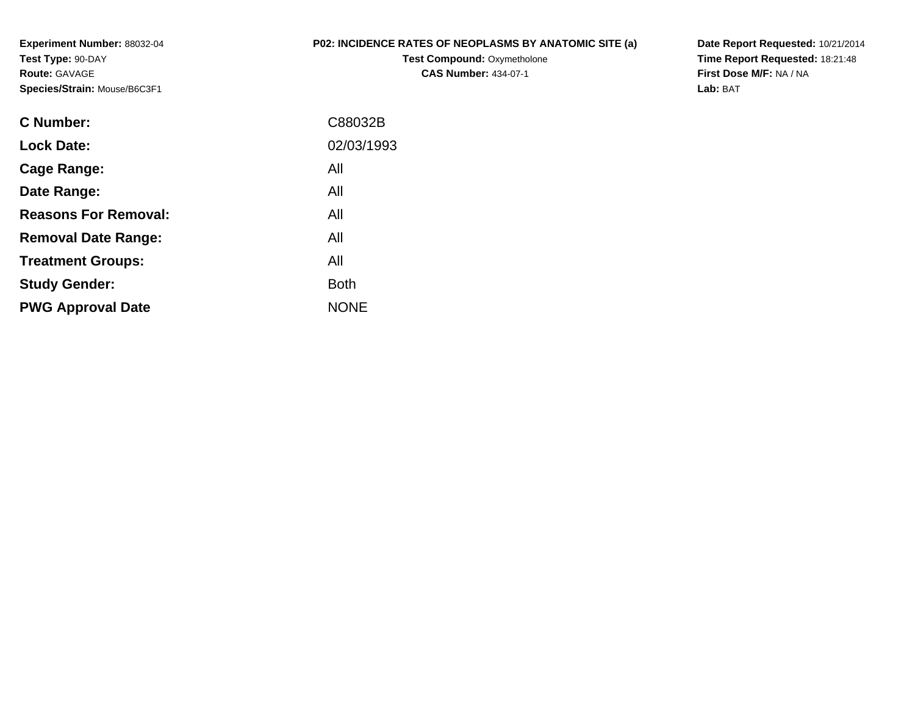**Experiment Number:** 88032-04
**Test Type:** 90-DAY
**Route:** GAVAGE
**Species/Strain:** Mouse/B6C3F1

**P02: INCIDENCE RATES OF NEOPLASMS BY ANATOMIC SITE (a)**
**Test Compound:** Oxymetholone
**CAS Number:** 434-07-1

**Date Report Requested:** 10/21/2014
**Time Report Requested:** 18:21:48
**First Dose M/F:** NA / NA
**Lab:** BAT

| | |
|---|---|
| **C Number:** | C88032B |
| **Lock Date:** | 02/03/1993 |
| **Cage Range:** | All |
| **Date Range:** | All |
| **Reasons For Removal:** | All |
| **Removal Date Range:** | All |
| **Treatment Groups:** | All |
| **Study Gender:** | Both |
| **PWG Approval Date** | NONE |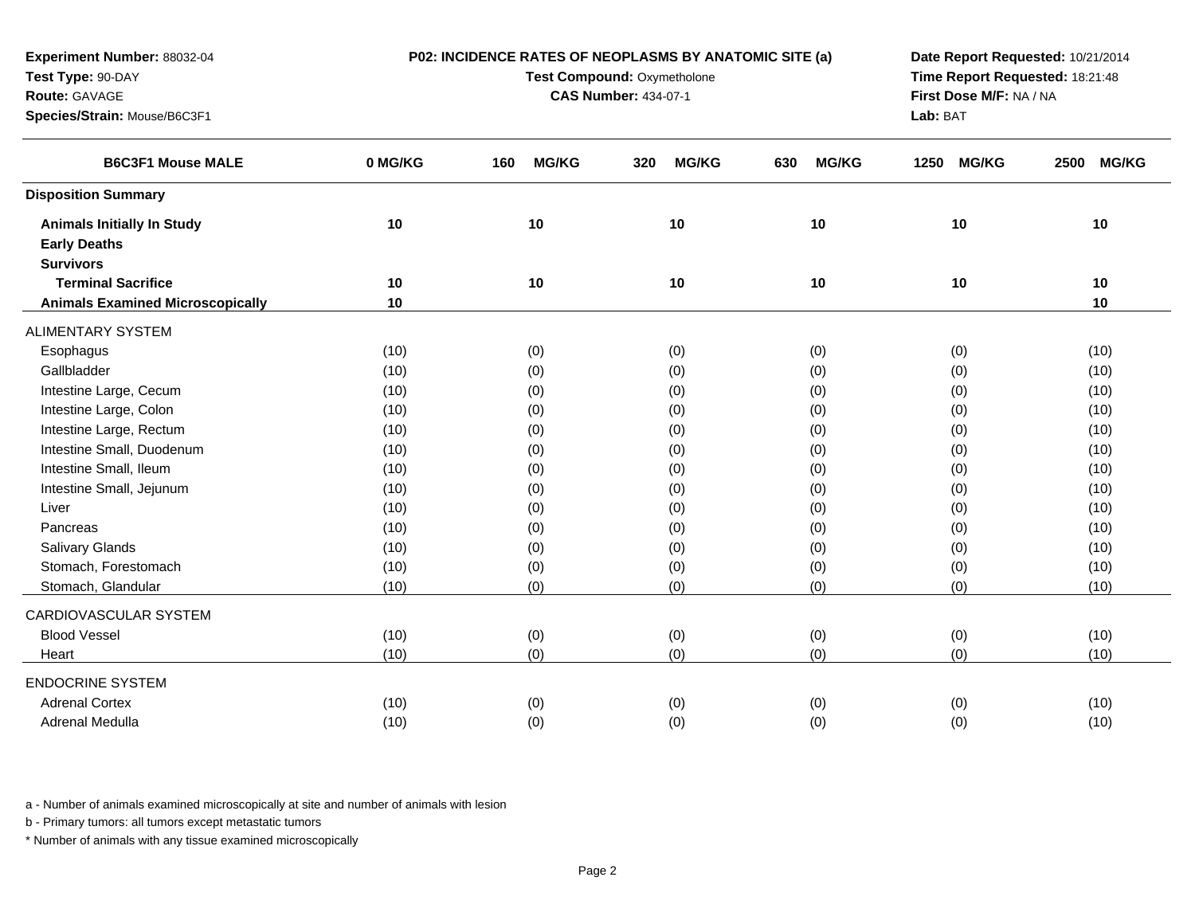**Experiment Number:** 88032-04
**Test Type:** 90-DAY
**Route:** GAVAGE
**Species/Strain:** Mouse/B6C3F1

**P02: INCIDENCE RATES OF NEOPLASMS BY ANATOMIC SITE (a)**
**Test Compound:** Oxymetholone
**CAS Number:** 434-07-1

**Date Report Requested:** 10/21/2014
**Time Report Requested:** 18:21:48
**First Dose M/F:** NA / NA
**Lab:** BAT

| B6C3F1 Mouse MALE | 0 MG/KG | 160 MG/KG | 320 MG/KG | 630 MG/KG | 1250 MG/KG | 2500 MG/KG |
|---|---|---|---|---|---|---|
| **Disposition Summary** | | | | | | |
| **Animals Initially In Study** | **10** | **10** | **10** | **10** | **10** | **10** |
| **Early Deaths** | | | | | | |
| **Survivors** | | | | | | |
| **Terminal Sacrifice** | **10** | **10** | **10** | **10** | **10** | **10** |
| **Animals Examined Microscopically** | **10** | | | | | **10** |
| ALIMENTARY SYSTEM | | | | | | |
| Esophagus | (10) | (0) | (0) | (0) | (0) | (10) |
| Gallbladder | (10) | (0) | (0) | (0) | (0) | (10) |
| Intestine Large, Cecum | (10) | (0) | (0) | (0) | (0) | (10) |
| Intestine Large, Colon | (10) | (0) | (0) | (0) | (0) | (10) |
| Intestine Large, Rectum | (10) | (0) | (0) | (0) | (0) | (10) |
| Intestine Small, Duodenum | (10) | (0) | (0) | (0) | (0) | (10) |
| Intestine Small, Ileum | (10) | (0) | (0) | (0) | (0) | (10) |
| Intestine Small, Jejunum | (10) | (0) | (0) | (0) | (0) | (10) |
| Liver | (10) | (0) | (0) | (0) | (0) | (10) |
| Pancreas | (10) | (0) | (0) | (0) | (0) | (10) |
| Salivary Glands | (10) | (0) | (0) | (0) | (0) | (10) |
| Stomach, Forestomach | (10) | (0) | (0) | (0) | (0) | (10) |
| Stomach, Glandular | (10) | (0) | (0) | (0) | (0) | (10) |
| CARDIOVASCULAR SYSTEM | | | | | | |
| Blood Vessel | (10) | (0) | (0) | (0) | (0) | (10) |
| Heart | (10) | (0) | (0) | (0) | (0) | (10) |
| ENDOCRINE SYSTEM | | | | | | |
| Adrenal Cortex | (10) | (0) | (0) | (0) | (0) | (10) |
| Adrenal Medulla | (10) | (0) | (0) | (0) | (0) | (10) |

a - Number of animals examined microscopically at site and number of animals with lesion

b - Primary tumors: all tumors except metastatic tumors

* Number of animals with any tissue examined microscopically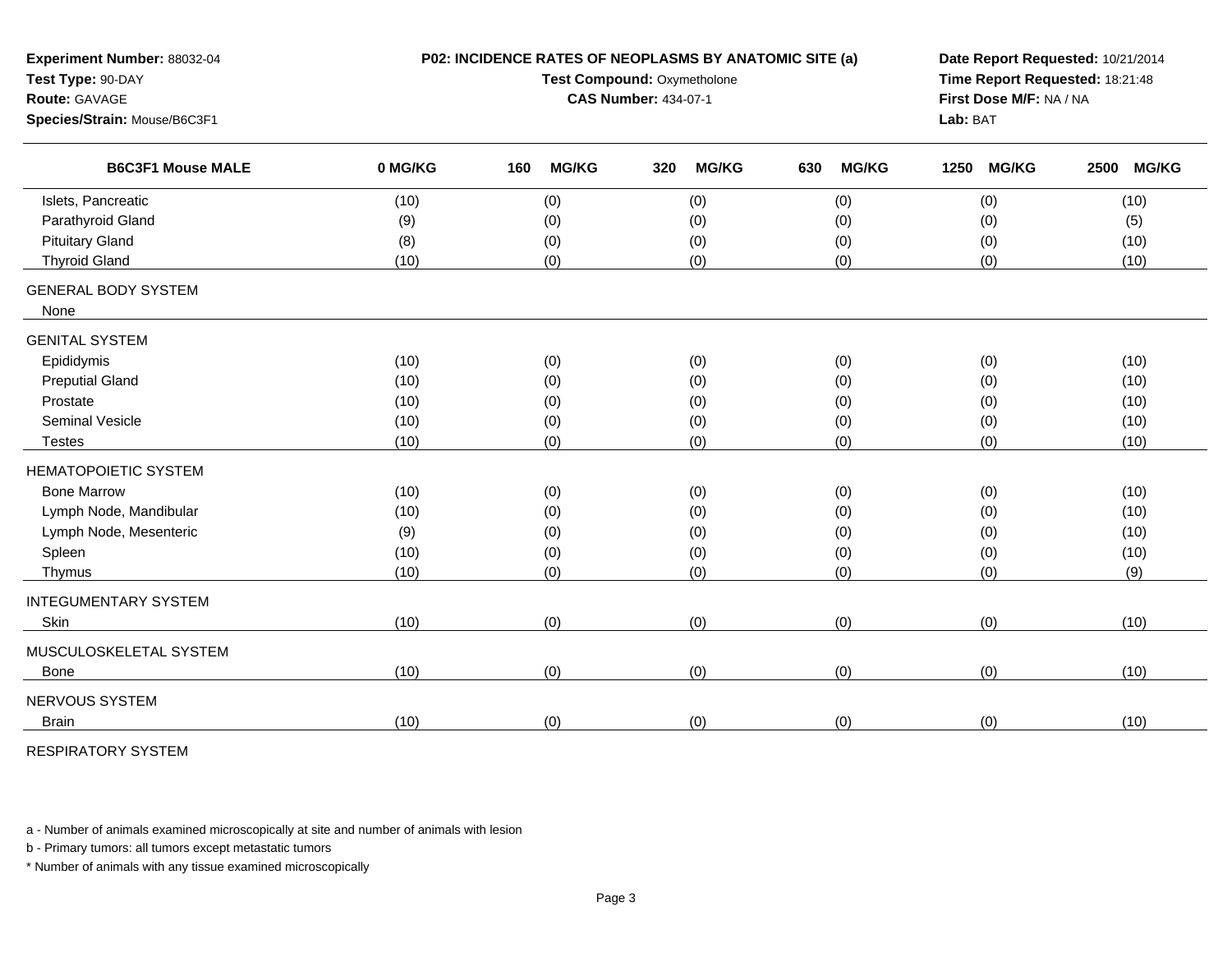**Experiment Number:** 88032-04
**Test Type:** 90-DAY
**Route:** GAVAGE
**Species/Strain:** Mouse/B6C3F1

**P02: INCIDENCE RATES OF NEOPLASMS BY ANATOMIC SITE (a)**
**Test Compound:** Oxymetholone
**CAS Number:** 434-07-1

**Date Report Requested:** 10/21/2014
**Time Report Requested:** 18:21:48
**First Dose M/F:** NA / NA
**Lab:** BAT

| B6C3F1 Mouse MALE | 0 MG/KG | 160 MG/KG | 320 MG/KG | 630 MG/KG | 1250 MG/KG | 2500 MG/KG |
|---|---|---|---|---|---|---|
| Islets, Pancreatic | (10) | (0) | (0) | (0) | (0) | (10) |
| Parathyroid Gland | (9) | (0) | (0) | (0) | (0) | (5) |
| Pituitary Gland | (8) | (0) | (0) | (0) | (0) | (10) |
| Thyroid Gland | (10) | (0) | (0) | (0) | (0) | (10) |
| GENERAL BODY SYSTEM | | | | | | |
| None | | | | | | |
| GENITAL SYSTEM | | | | | | |
| Epididymis | (10) | (0) | (0) | (0) | (0) | (10) |
| Preputial Gland | (10) | (0) | (0) | (0) | (0) | (10) |
| Prostate | (10) | (0) | (0) | (0) | (0) | (10) |
| Seminal Vesicle | (10) | (0) | (0) | (0) | (0) | (10) |
| Testes | (10) | (0) | (0) | (0) | (0) | (10) |
| HEMATOPOIETIC SYSTEM | | | | | | |
| Bone Marrow | (10) | (0) | (0) | (0) | (0) | (10) |
| Lymph Node, Mandibular | (10) | (0) | (0) | (0) | (0) | (10) |
| Lymph Node, Mesenteric | (9) | (0) | (0) | (0) | (0) | (10) |
| Spleen | (10) | (0) | (0) | (0) | (0) | (10) |
| Thymus | (10) | (0) | (0) | (0) | (0) | (9) |
| INTEGUMENTARY SYSTEM | | | | | | |
| Skin | (10) | (0) | (0) | (0) | (0) | (10) |
| MUSCULOSKELETAL SYSTEM | | | | | | |
| Bone | (10) | (0) | (0) | (0) | (0) | (10) |
| NERVOUS SYSTEM | | | | | | |
| Brain | (10) | (0) | (0) | (0) | (0) | (10) |
| RESPIRATORY SYSTEM | | | | | | |

a - Number of animals examined microscopically at site and number of animals with lesion

b - Primary tumors: all tumors except metastatic tumors

* Number of animals with any tissue examined microscopically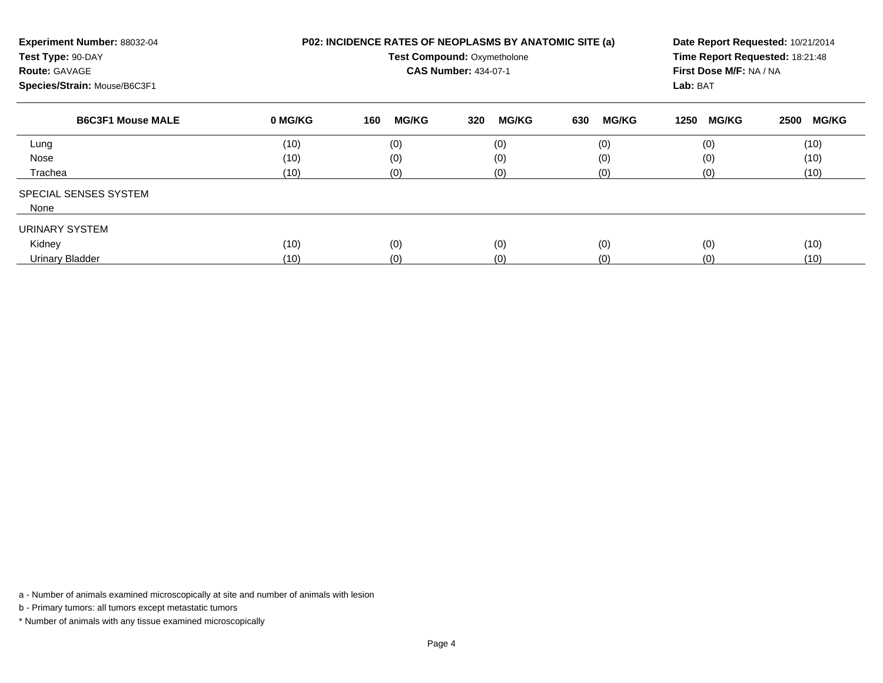**Experiment Number:** 88032-04
**Test Type:** 90-DAY
**Route:** GAVAGE
**Species/Strain:** Mouse/B6C3F1

**P02: INCIDENCE RATES OF NEOPLASMS BY ANATOMIC SITE (a)**
**Test Compound:** Oxymetholone
**CAS Number:** 434-07-1

**Date Report Requested:** 10/21/2014
**Time Report Requested:** 18:21:48
**First Dose M/F:** NA / NA
**Lab:** BAT

| B6C3F1 Mouse MALE | 0 MG/KG | 160 MG/KG | 320 MG/KG | 630 MG/KG | 1250 MG/KG | 2500 MG/KG |
|---|---|---|---|---|---|---|
| Lung | (10) | (0) | (0) | (0) | (0) | (10) |
| Nose | (10) | (0) | (0) | (0) | (0) | (10) |
| Trachea | (10) | (0) | (0) | (0) | (0) | (10) |
| SPECIAL SENSES SYSTEM | | | | | | |
| None | | | | | | |
| URINARY SYSTEM | | | | | | |
| Kidney | (10) | (0) | (0) | (0) | (0) | (10) |
| Urinary Bladder | (10) | (0) | (0) | (0) | (0) | (10) |

a - Number of animals examined microscopically at site and number of animals with lesion

b - Primary tumors: all tumors except metastatic tumors

* Number of animals with any tissue examined microscopically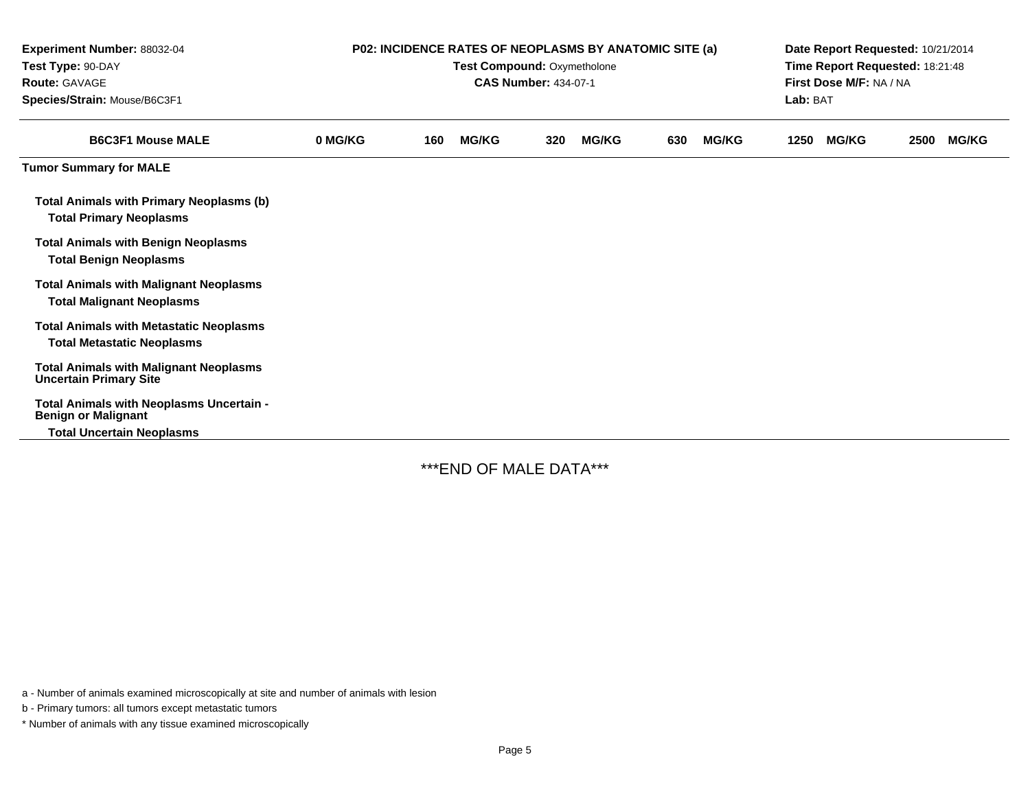| Experiment Number: 88032-04 | P02: INCIDENCE RATES OF NEOPLASMS BY ANATOMIC SITE (a) | Date Report Requested: 10/21/2014 |
|---|---|---|
| Test Type: 90-DAY | Test Compound: Oxymetholone | Time Report Requested: 18:21:48 |
| Route: GAVAGE | CAS Number: 434-07-1 | First Dose M/F: NA / NA |
| Species/Strain: Mouse/B6C3F1 | | Lab: BAT |

| B6C3F1 Mouse MALE | 0 MG/KG | 160 MG/KG | 320 MG/KG | 630 MG/KG | 1250 MG/KG | 2500 MG/KG |
|---|---|---|---|---|---|---|
| **Tumor Summary for MALE** | | | | | | |
| **Total Animals with Primary Neoplasms (b)** | | | | | | |
| **Total Primary Neoplasms** | | | | | | |
| **Total Animals with Benign Neoplasms** | | | | | | |
| **Total Benign Neoplasms** | | | | | | |
| **Total Animals with Malignant Neoplasms** | | | | | | |
| **Total Malignant Neoplasms** | | | | | | |
| **Total Animals with Metastatic Neoplasms** | | | | | | |
| **Total Metastatic Neoplasms** | | | | | | |
| **Total Animals with Malignant Neoplasms Uncertain Primary Site** | | | | | | |
| **Total Animals with Neoplasms Uncertain - Benign or Malignant** | | | | | | |
| **Total Uncertain Neoplasms** | | | | | | |

***END OF MALE DATA***

a - Number of animals examined microscopically at site and number of animals with lesion

b - Primary tumors: all tumors except metastatic tumors

* Number of animals with any tissue examined microscopically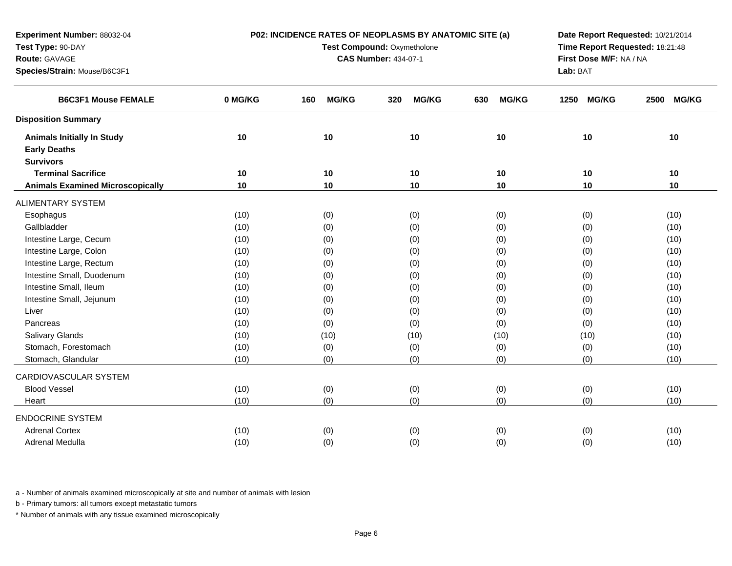**Experiment Number:** 88032-04
**Test Type:** 90-DAY
**Route:** GAVAGE
**Species/Strain:** Mouse/B6C3F1

**P02: INCIDENCE RATES OF NEOPLASMS BY ANATOMIC SITE (a)**
**Test Compound:** Oxymetholone
**CAS Number:** 434-07-1

**Date Report Requested:** 10/21/2014
**Time Report Requested:** 18:21:48
**First Dose M/F:** NA / NA
**Lab:** BAT

| B6C3F1 Mouse FEMALE | 0 MG/KG | 160 MG/KG | 320 MG/KG | 630 MG/KG | 1250 MG/KG | 2500 MG/KG |
|---|---|---|---|---|---|---|
| **Disposition Summary** | | | | | | |
| **Animals Initially In Study** | 10 | 10 | 10 | 10 | 10 | 10 |
| **Early Deaths** | | | | | | |
| **Survivors** | | | | | | |
| **Terminal Sacrifice** | 10 | 10 | 10 | 10 | 10 | 10 |
| **Animals Examined Microscopically** | 10 | 10 | 10 | 10 | 10 | 10 |
| ALIMENTARY SYSTEM | | | | | | |
| Esophagus | (10) | (0) | (0) | (0) | (0) | (10) |
| Gallbladder | (10) | (0) | (0) | (0) | (0) | (10) |
| Intestine Large, Cecum | (10) | (0) | (0) | (0) | (0) | (10) |
| Intestine Large, Colon | (10) | (0) | (0) | (0) | (0) | (10) |
| Intestine Large, Rectum | (10) | (0) | (0) | (0) | (0) | (10) |
| Intestine Small, Duodenum | (10) | (0) | (0) | (0) | (0) | (10) |
| Intestine Small, Ileum | (10) | (0) | (0) | (0) | (0) | (10) |
| Intestine Small, Jejunum | (10) | (0) | (0) | (0) | (0) | (10) |
| Liver | (10) | (0) | (0) | (0) | (0) | (10) |
| Pancreas | (10) | (0) | (0) | (0) | (0) | (10) |
| Salivary Glands | (10) | (10) | (10) | (10) | (10) | (10) |
| Stomach, Forestomach | (10) | (0) | (0) | (0) | (0) | (10) |
| Stomach, Glandular | (10) | (0) | (0) | (0) | (0) | (10) |
| CARDIOVASCULAR SYSTEM | | | | | | |
| Blood Vessel | (10) | (0) | (0) | (0) | (0) | (10) |
| Heart | (10) | (0) | (0) | (0) | (0) | (10) |
| ENDOCRINE SYSTEM | | | | | | |
| Adrenal Cortex | (10) | (0) | (0) | (0) | (0) | (10) |
| Adrenal Medulla | (10) | (0) | (0) | (0) | (0) | (10) |

a - Number of animals examined microscopically at site and number of animals with lesion

b - Primary tumors: all tumors except metastatic tumors

* Number of animals with any tissue examined microscopically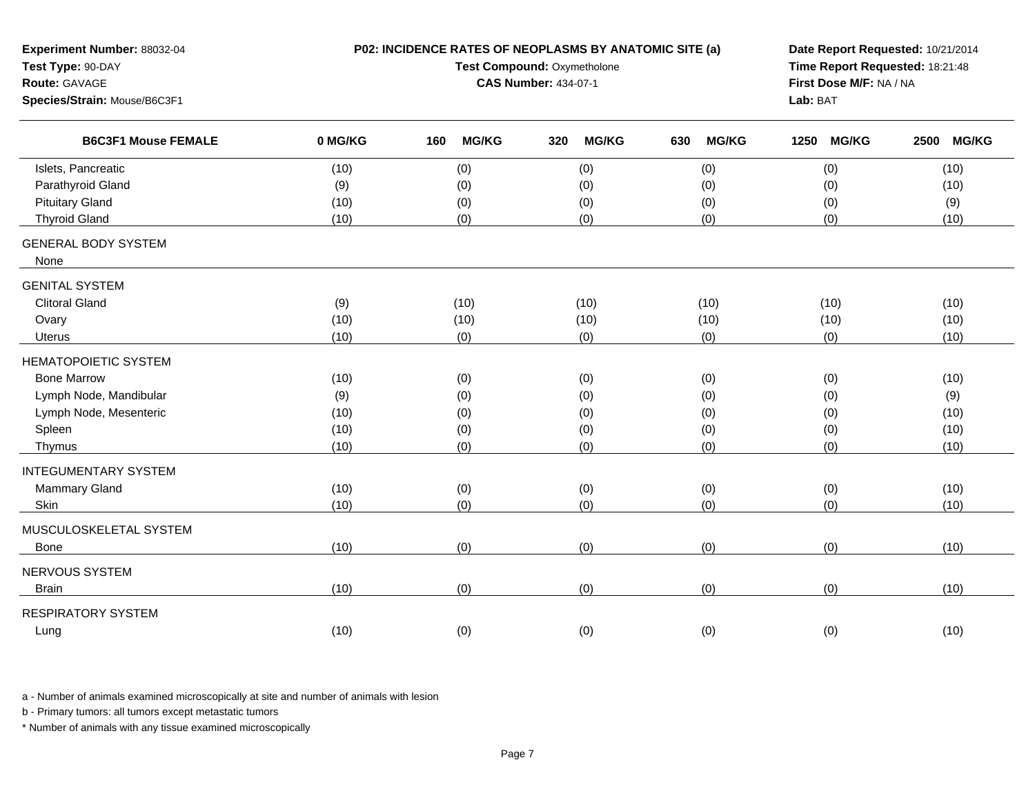**Experiment Number:** 88032-04
**Test Type:** 90-DAY
**Route:** GAVAGE
**Species/Strain:** Mouse/B6C3F1

**P02: INCIDENCE RATES OF NEOPLASMS BY ANATOMIC SITE (a)**
**Test Compound:** Oxymetholone
**CAS Number:** 434-07-1

**Date Report Requested:** 10/21/2014
**Time Report Requested:** 18:21:48
**First Dose M/F:** NA / NA
**Lab:** BAT

| B6C3F1 Mouse FEMALE | 0 MG/KG | 160 MG/KG | 320 MG/KG | 630 MG/KG | 1250 MG/KG | 2500 MG/KG |
|---|---|---|---|---|---|---|
| Islets, Pancreatic | (10) | (0) | (0) | (0) | (0) | (10) |
| Parathyroid Gland | (9) | (0) | (0) | (0) | (0) | (10) |
| Pituitary Gland | (10) | (0) | (0) | (0) | (0) | (9) |
| Thyroid Gland | (10) | (0) | (0) | (0) | (0) | (10) |
| GENERAL BODY SYSTEM | | | | | | |
| None | | | | | | |
| GENITAL SYSTEM | | | | | | |
| Clitoral Gland | (9) | (10) | (10) | (10) | (10) | (10) |
| Ovary | (10) | (10) | (10) | (10) | (10) | (10) |
| Uterus | (10) | (0) | (0) | (0) | (0) | (10) |
| HEMATOPOIETIC SYSTEM | | | | | | |
| Bone Marrow | (10) | (0) | (0) | (0) | (0) | (10) |
| Lymph Node, Mandibular | (9) | (0) | (0) | (0) | (0) | (9) |
| Lymph Node, Mesenteric | (10) | (0) | (0) | (0) | (0) | (10) |
| Spleen | (10) | (0) | (0) | (0) | (0) | (10) |
| Thymus | (10) | (0) | (0) | (0) | (0) | (10) |
| INTEGUMENTARY SYSTEM | | | | | | |
| Mammary Gland | (10) | (0) | (0) | (0) | (0) | (10) |
| Skin | (10) | (0) | (0) | (0) | (0) | (10) |
| MUSCULOSKELETAL SYSTEM | | | | | | |
| Bone | (10) | (0) | (0) | (0) | (0) | (10) |
| NERVOUS SYSTEM | | | | | | |
| Brain | (10) | (0) | (0) | (0) | (0) | (10) |
| RESPIRATORY SYSTEM | | | | | | |
| Lung | (10) | (0) | (0) | (0) | (0) | (10) |

a - Number of animals examined microscopically at site and number of animals with lesion

b - Primary tumors: all tumors except metastatic tumors

* Number of animals with any tissue examined microscopically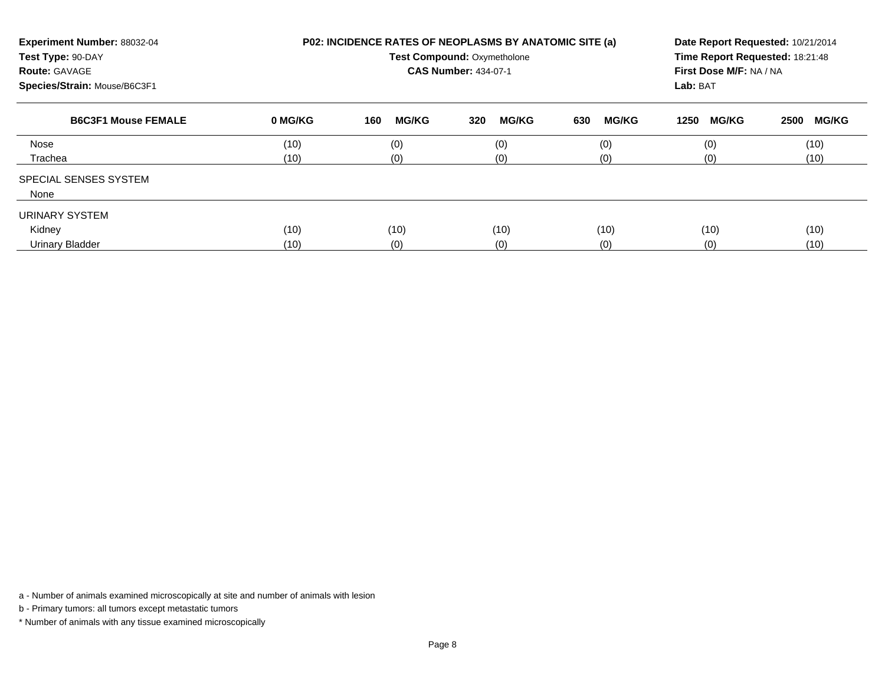**Experiment Number:** 88032-04
**Test Type:** 90-DAY
**Route:** GAVAGE
**Species/Strain:** Mouse/B6C3F1

**P02: INCIDENCE RATES OF NEOPLASMS BY ANATOMIC SITE (a)**
**Test Compound:** Oxymetholone
**CAS Number:** 434-07-1

**Date Report Requested:** 10/21/2014
**Time Report Requested:** 18:21:48
**First Dose M/F:** NA / NA
**Lab:** BAT

| B6C3F1 Mouse FEMALE | 0 MG/KG | 160 MG/KG | 320 MG/KG | 630 MG/KG | 1250 MG/KG | 2500 MG/KG |
|---|---|---|---|---|---|---|
| Nose | (10) | (0) | (0) | (0) | (0) | (10) |
| Trachea | (10) | (0) | (0) | (0) | (0) | (10) |
| SPECIAL SENSES SYSTEM | | | | | | |
| None | | | | | | |
| URINARY SYSTEM | | | | | | |
| Kidney | (10) | (10) | (10) | (10) | (10) | (10) |
| Urinary Bladder | (10) | (0) | (0) | (0) | (0) | (10) |

a - Number of animals examined microscopically at site and number of animals with lesion

b - Primary tumors: all tumors except metastatic tumors

* Number of animals with any tissue examined microscopically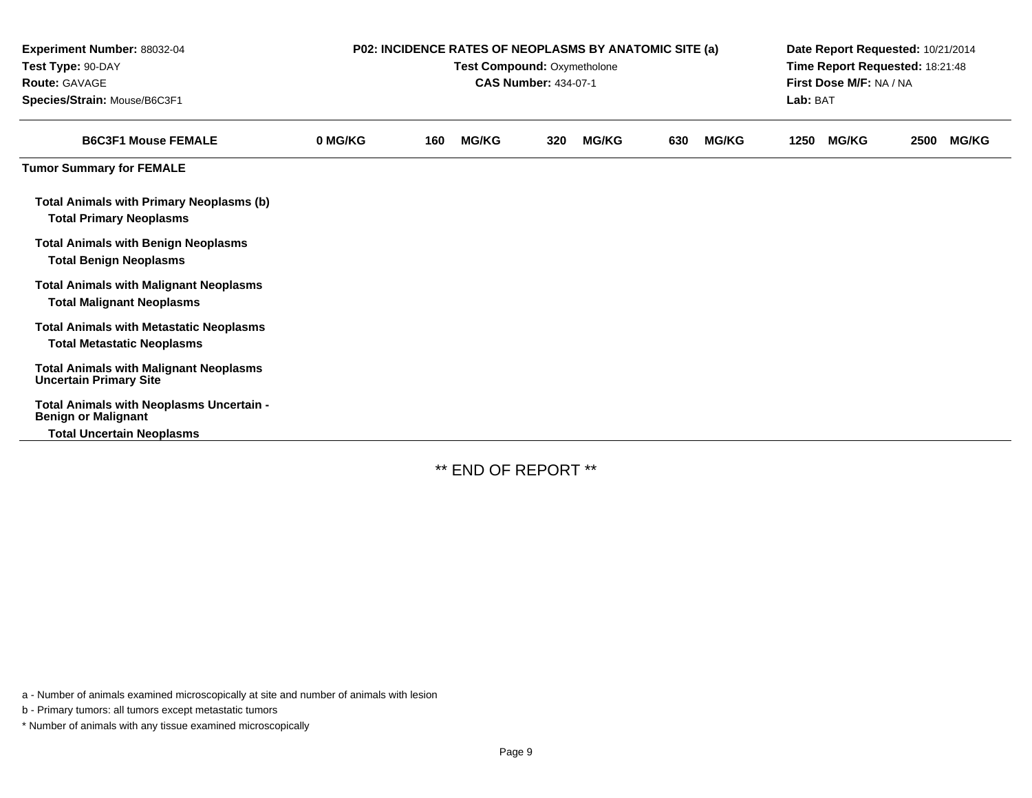| Experiment Number: 88032-04 | P02: INCIDENCE RATES OF NEOPLASMS BY ANATOMIC SITE (a) | Date Report Requested: 10/21/2014 |
| --- | --- | --- |
| Test Type: 90-DAY | Test Compound: Oxymetholone | Time Report Requested: 18:21:48 |
| Route: GAVAGE | CAS Number: 434-07-1 | First Dose M/F: NA / NA |
| Species/Strain: Mouse/B6C3F1 | | Lab: BAT |

| B6C3F1 Mouse FEMALE | 0 MG/KG | 160 MG/KG | 320 MG/KG | 630 MG/KG | 1250 MG/KG | 2500 MG/KG |
| --- | --- | --- | --- | --- | --- | --- |
| **Tumor Summary for FEMALE** | | | | | | |
| **Total Animals with Primary Neoplasms (b)** | | | | | | |
| **Total Primary Neoplasms** | | | | | | |
| **Total Animals with Benign Neoplasms** | | | | | | |
| **Total Benign Neoplasms** | | | | | | |
| **Total Animals with Malignant Neoplasms** | | | | | | |
| **Total Malignant Neoplasms** | | | | | | |
| **Total Animals with Metastatic Neoplasms** | | | | | | |
| **Total Metastatic Neoplasms** | | | | | | |
| **Total Animals with Malignant Neoplasms Uncertain Primary Site** | | | | | | |
| **Total Animals with Neoplasms Uncertain - Benign or Malignant** | | | | | | |
| **Total Uncertain Neoplasms** | | | | | | |

** END OF REPORT **

a - Number of animals examined microscopically at site and number of animals with lesion

b - Primary tumors: all tumors except metastatic tumors

* Number of animals with any tissue examined microscopically